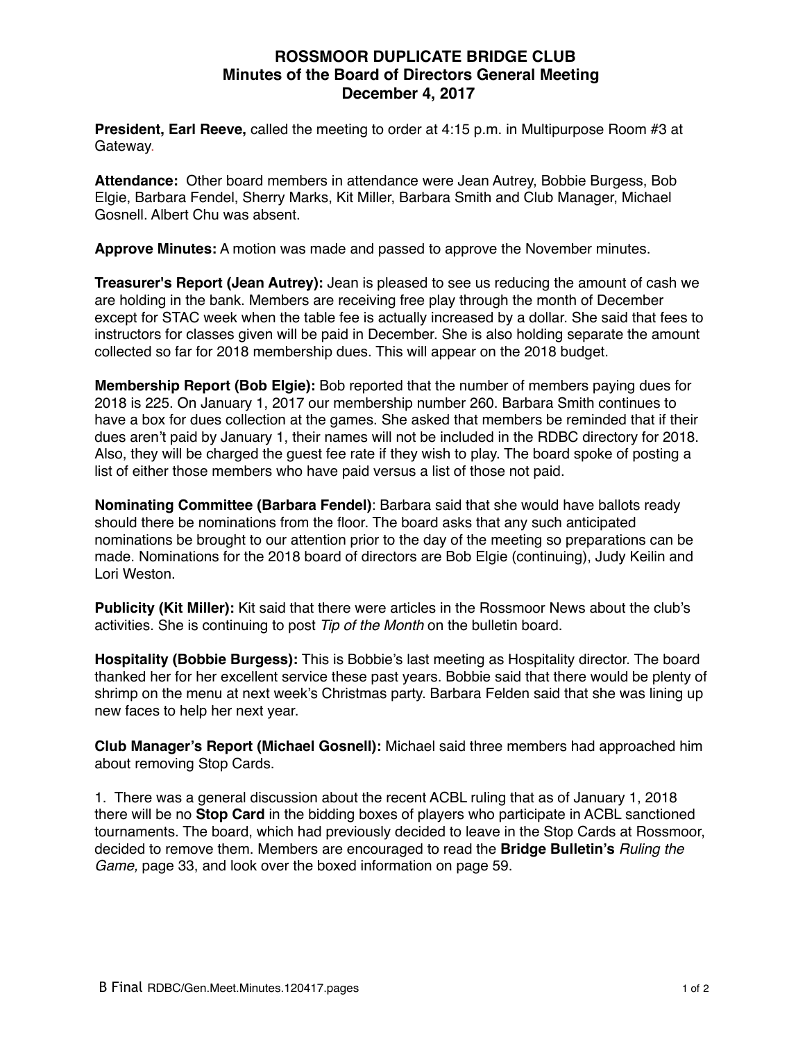# ROSSMOOR DUPLICATE BRIDGE CLUB
## Minutes of the Board of Directors General Meeting
## December 4, 2017

**President, Earl Reeve,** called the meeting to order at 4:15 p.m. in Multipurpose Room #3 at Gateway.

**Attendance:** Other board members in attendance were Jean Autrey, Bobbie Burgess, Bob Elgie, Barbara Fendel, Sherry Marks, Kit Miller, Barbara Smith and Club Manager, Michael Gosnell. Albert Chu was absent.

**Approve Minutes:** A motion was made and passed to approve the November minutes.

**Treasurer's Report (Jean Autrey):** Jean is pleased to see us reducing the amount of cash we are holding in the bank. Members are receiving free play through the month of December except for STAC week when the table fee is actually increased by a dollar. She said that fees to instructors for classes given will be paid in December. She is also holding separate the amount collected so far for 2018 membership dues. This will appear on the 2018 budget.

**Membership Report (Bob Elgie):** Bob reported that the number of members paying dues for 2018 is 225. On January 1, 2017 our membership number 260. Barbara Smith continues to have a box for dues collection at the games. She asked that members be reminded that if their dues aren't paid by January 1, their names will not be included in the RDBC directory for 2018. Also, they will be charged the guest fee rate if they wish to play. The board spoke of posting a list of either those members who have paid versus a list of those not paid.

**Nominating Committee (Barbara Fendel)**: Barbara said that she would have ballots ready should there be nominations from the floor. The board asks that any such anticipated nominations be brought to our attention prior to the day of the meeting so preparations can be made. Nominations for the 2018 board of directors are Bob Elgie (continuing), Judy Keilin and Lori Weston.

**Publicity (Kit Miller):** Kit said that there were articles in the Rossmoor News about the club's activities. She is continuing to post *Tip of the Month* on the bulletin board.

**Hospitality (Bobbie Burgess):** This is Bobbie's last meeting as Hospitality director. The board thanked her for her excellent service these past years. Bobbie said that there would be plenty of shrimp on the menu at next week's Christmas party. Barbara Felden said that she was lining up new faces to help her next year.

**Club Manager's Report (Michael Gosnell):** Michael said three members had approached him about removing Stop Cards.

1. There was a general discussion about the recent ACBL ruling that as of January 1, 2018 there will be no **Stop Card** in the bidding boxes of players who participate in ACBL sanctioned tournaments. The board, which had previously decided to leave in the Stop Cards at Rossmoor, decided to remove them. Members are encouraged to read the **Bridge Bulletin's** *Ruling the Game,* page 33, and look over the boxed information on page 59.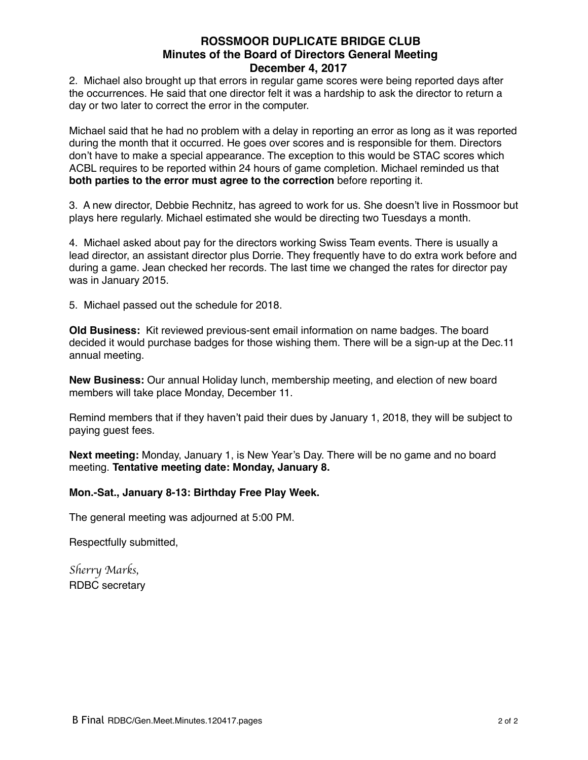**ROSSMOOR DUPLICATE BRIDGE CLUB**
**Minutes of the Board of Directors General Meeting**
**December 4, 2017**

2. Michael also brought up that errors in regular game scores were being reported days after the occurrences. He said that one director felt it was a hardship to ask the director to return a day or two later to correct the error in the computer.

Michael said that he had no problem with a delay in reporting an error as long as it was reported during the month that it occurred. He goes over scores and is responsible for them. Directors don't have to make a special appearance. The exception to this would be STAC scores which ACBL requires to be reported within 24 hours of game completion. Michael reminded us that **both parties to the error must agree to the correction** before reporting it.

3. A new director, Debbie Rechnitz, has agreed to work for us. She doesn't live in Rossmoor but plays here regularly. Michael estimated she would be directing two Tuesdays a month.

4. Michael asked about pay for the directors working Swiss Team events. There is usually a lead director, an assistant director plus Dorrie. They frequently have to do extra work before and during a game. Jean checked her records. The last time we changed the rates for director pay was in January 2015.

5. Michael passed out the schedule for 2018.

**Old Business:** Kit reviewed previous-sent email information on name badges. The board decided it would purchase badges for those wishing them. There will be a sign-up at the Dec.11 annual meeting.

**New Business:** Our annual Holiday lunch, membership meeting, and election of new board members will take place Monday, December 11.

Remind members that if they haven't paid their dues by January 1, 2018, they will be subject to paying guest fees.

**Next meeting:** Monday, January 1, is New Year's Day. There will be no game and no board meeting. **Tentative meeting date: Monday, January 8.**

**Mon.-Sat., January 8-13: Birthday Free Play Week.**

The general meeting was adjourned at 5:00 PM.

Respectfully submitted,

*Sherry Marks,*
RDBC secretary

B Final RDBC/Gen.Meet.Minutes.120417.pages